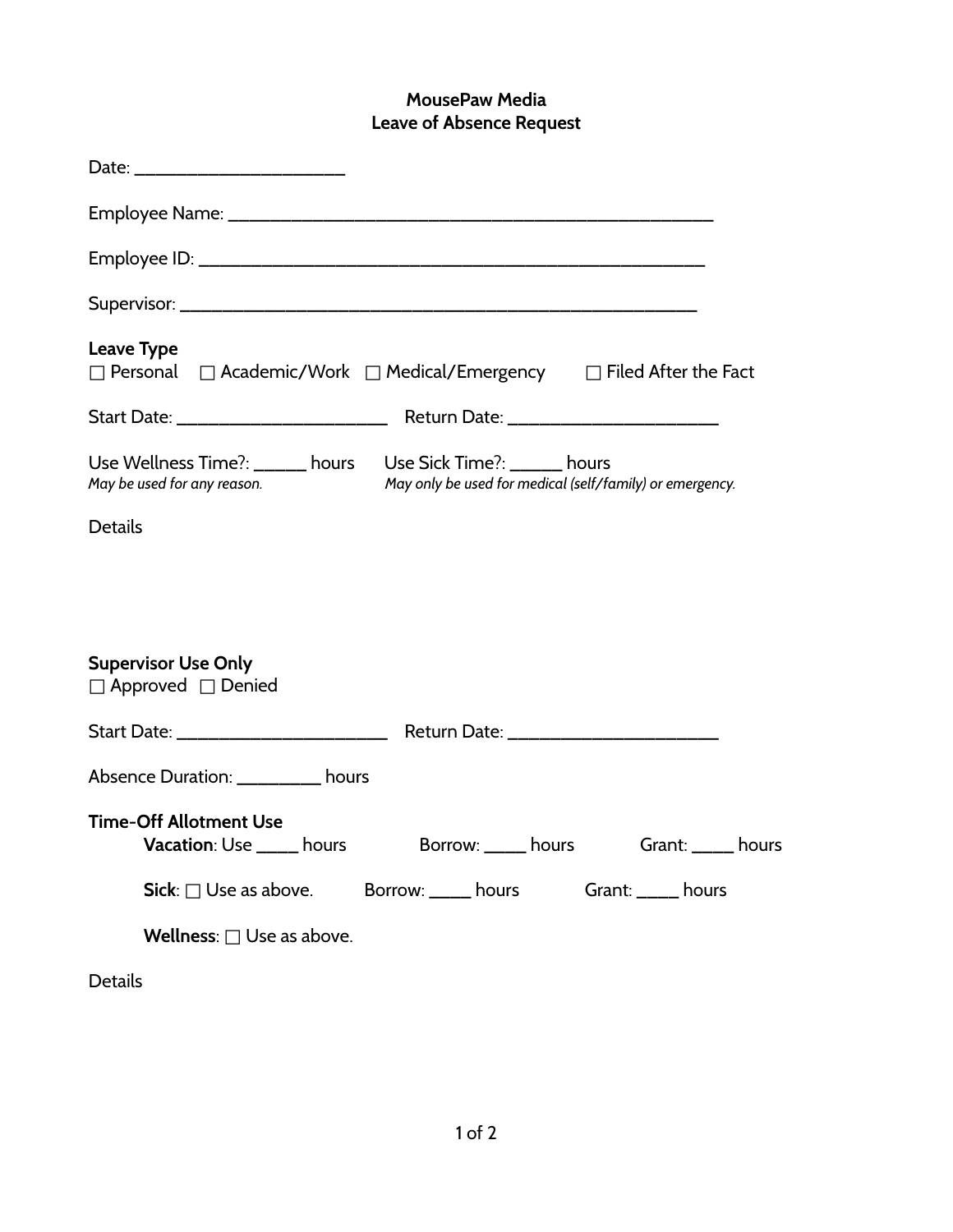**MousePaw Media**
**Leave of Absence Request**

Date: ______________________

Employee Name: __________________________________________________

Employee ID: _____________________________________________________

Supervisor: ______________________________________________________

**Leave Type**
☐ Personal ☐ Academic/Work ☐ Medical/Emergency ☐ Filed After the Fact

Start Date: ______________________ Return Date: ______________________

Use Wellness Time?: ______ hours
*May be used for any reason.*

Use Sick Time?: ______ hours
*May only be used for medical (self/family) or emergency.*

Details

**Supervisor Use Only**
☐ Approved ☐ Denied

Start Date: ______________________ Return Date: ______________________

Absence Duration: _________ hours

**Time-Off Allotment Use**

**Vacation**: Use _____ hours Borrow: _____ hours Grant: _____ hours

**Sick**: ☐ Use as above. Borrow: _____ hours Grant: _____ hours

**Wellness**: ☐ Use as above.

Details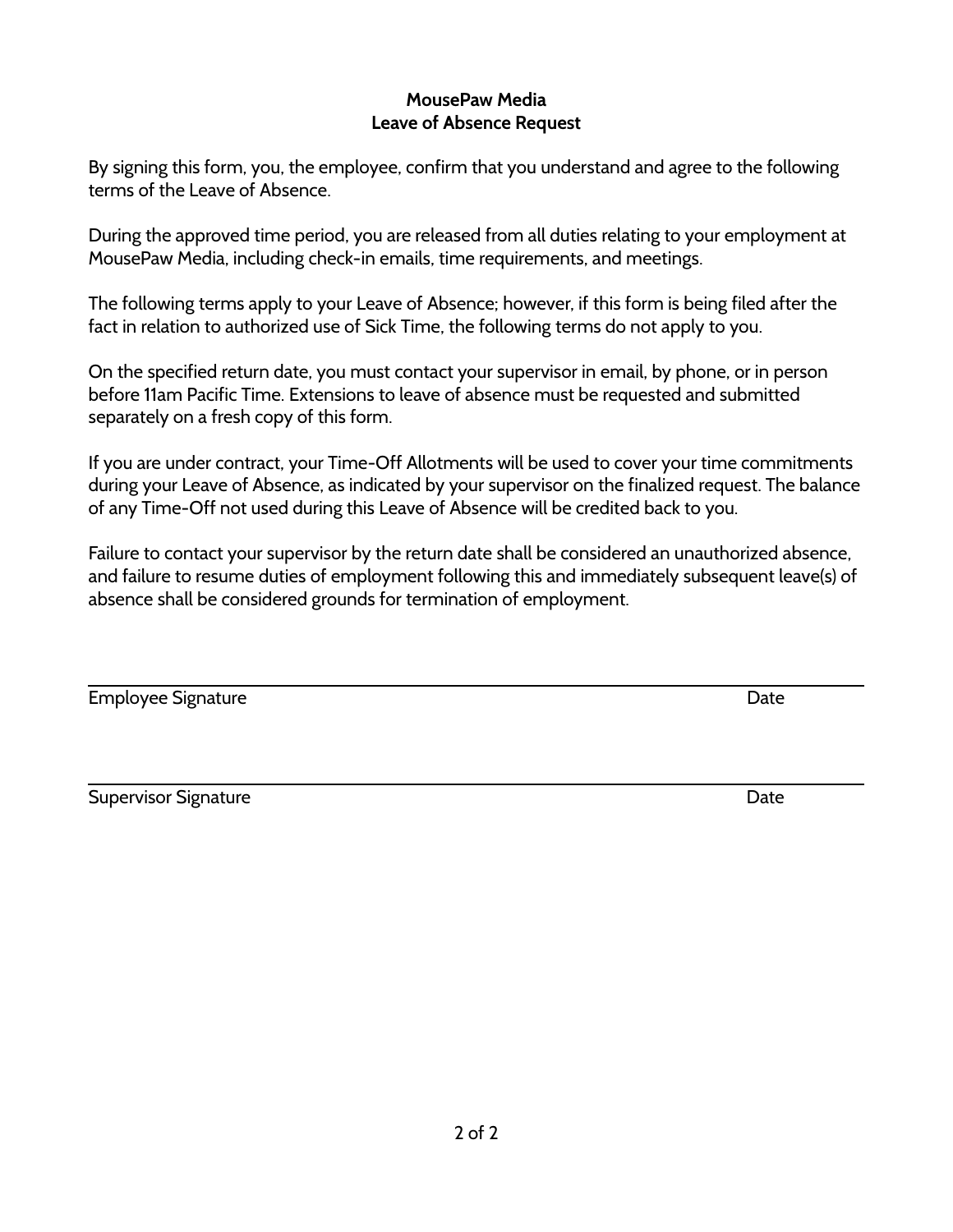**MousePaw Media**
**Leave of Absence Request**

By signing this form, you, the employee, confirm that you understand and agree to the following terms of the Leave of Absence.

During the approved time period, you are released from all duties relating to your employment at MousePaw Media, including check-in emails, time requirements, and meetings.

The following terms apply to your Leave of Absence; however, if this form is being filed after the fact in relation to authorized use of Sick Time, the following terms do not apply to you.

On the specified return date, you must contact your supervisor in email, by phone, or in person before 11am Pacific Time. Extensions to leave of absence must be requested and submitted separately on a fresh copy of this form.

If you are under contract, your Time-Off Allotments will be used to cover your time commitments during your Leave of Absence, as indicated by your supervisor on the finalized request. The balance of any Time-Off not used during this Leave of Absence will be credited back to you.

Failure to contact your supervisor by the return date shall be considered an unauthorized absence, and failure to resume duties of employment following this and immediately subsequent leave(s) of absence shall be considered grounds for termination of employment.

\_\_\_\_\_\_\_\_\_\_\_\_\_\_\_\_\_\_\_\_\_\_\_\_\_\_\_\_\_\_\_\_\_\_\_\_\_\_\_\_\_\_\_\_\_\_\_\_\_\_\_\_\_\_\_\_

Employee Signature — Date

\_\_\_\_\_\_\_\_\_\_\_\_\_\_\_\_\_\_\_\_\_\_\_\_\_\_\_\_\_\_\_\_\_\_\_\_\_\_\_\_\_\_\_\_\_\_\_\_\_\_\_\_\_\_\_\_

Supervisor Signature — Date